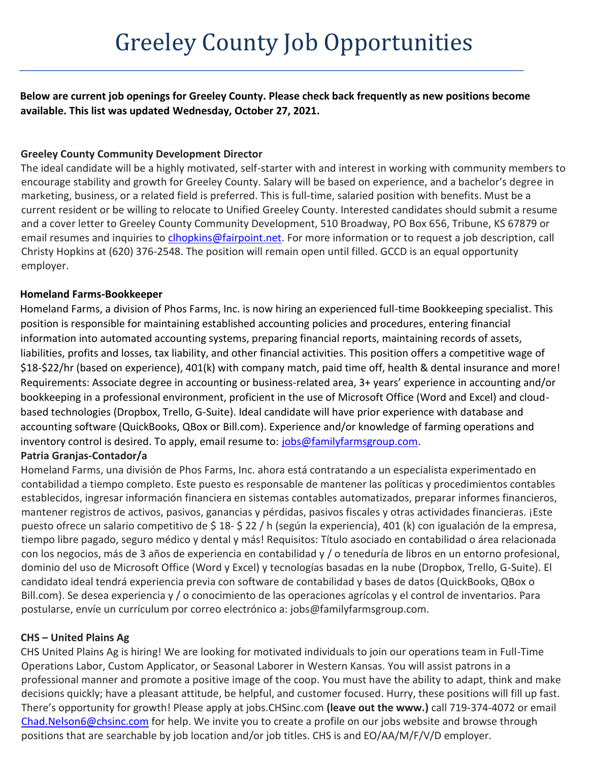# Greeley County Job Opportunities

**Below are current job openings for Greeley County. Please check back frequently as new positions become available. This list was updated Wednesday, October 27, 2021.**

**Greeley County Community Development Director**

The ideal candidate will be a highly motivated, self-starter with and interest in working with community members to encourage stability and growth for Greeley County. Salary will be based on experience, and a bachelor's degree in marketing, business, or a related field is preferred. This is full-time, salaried position with benefits. Must be a current resident or be willing to relocate to Unified Greeley County. Interested candidates should submit a resume and a cover letter to Greeley County Community Development, 510 Broadway, PO Box 656, Tribune, KS 67879 or email resumes and inquiries to clhopkins@fairpoint.net. For more information or to request a job description, call Christy Hopkins at (620) 376-2548. The position will remain open until filled. GCCD is an equal opportunity employer.

**Homeland Farms-Bookkeeper**

Homeland Farms, a division of Phos Farms, Inc. is now hiring an experienced full-time Bookkeeping specialist. This position is responsible for maintaining established accounting policies and procedures, entering financial information into automated accounting systems, preparing financial reports, maintaining records of assets, liabilities, profits and losses, tax liability, and other financial activities. This position offers a competitive wage of $18-$22/hr (based on experience), 401(k) with company match, paid time off, health & dental insurance and more! Requirements: Associate degree in accounting or business-related area, 3+ years' experience in accounting and/or bookkeeping in a professional environment, proficient in the use of Microsoft Office (Word and Excel) and cloud-based technologies (Dropbox, Trello, G-Suite). Ideal candidate will have prior experience with database and accounting software (QuickBooks, QBox or Bill.com). Experience and/or knowledge of farming operations and inventory control is desired. To apply, email resume to: jobs@familyfarmsgroup.com.

**Patria Granjas-Contador/a**

Homeland Farms, una división de Phos Farms, Inc. ahora está contratando a un especialista experimentado en contabilidad a tiempo completo. Este puesto es responsable de mantener las políticas y procedimientos contables establecidos, ingresar información financiera en sistemas contables automatizados, preparar informes financieros, mantener registros de activos, pasivos, ganancias y pérdidas, pasivos fiscales y otras actividades financieras. ¡Este puesto ofrece un salario competitivo de $ 18- $ 22 / h (según la experiencia), 401 (k) con igualación de la empresa, tiempo libre pagado, seguro médico y dental y más! Requisitos: Título asociado en contabilidad o área relacionada con los negocios, más de 3 años de experiencia en contabilidad y / o teneduría de libros en un entorno profesional, dominio del uso de Microsoft Office (Word y Excel) y tecnologías basadas en la nube (Dropbox, Trello, G-Suite). El candidato ideal tendrá experiencia previa con software de contabilidad y bases de datos (QuickBooks, QBox o Bill.com). Se desea experiencia y / o conocimiento de las operaciones agrícolas y el control de inventarios. Para postularse, envíe un currículum por correo electrónico a: jobs@familyfarmsgroup.com.

**CHS – United Plains Ag**

CHS United Plains Ag is hiring! We are looking for motivated individuals to join our operations team in Full-Time Operations Labor, Custom Applicator, or Seasonal Laborer in Western Kansas. You will assist patrons in a professional manner and promote a positive image of the coop. You must have the ability to adapt, think and make decisions quickly; have a pleasant attitude, be helpful, and customer focused. Hurry, these positions will fill up fast. There's opportunity for growth! Please apply at jobs.CHSinc.com **(leave out the www.)** call 719-374-4072 or email Chad.Nelson6@chsinc.com for help. We invite you to create a profile on our jobs website and browse through positions that are searchable by job location and/or job titles. CHS is and EO/AA/M/F/V/D employer.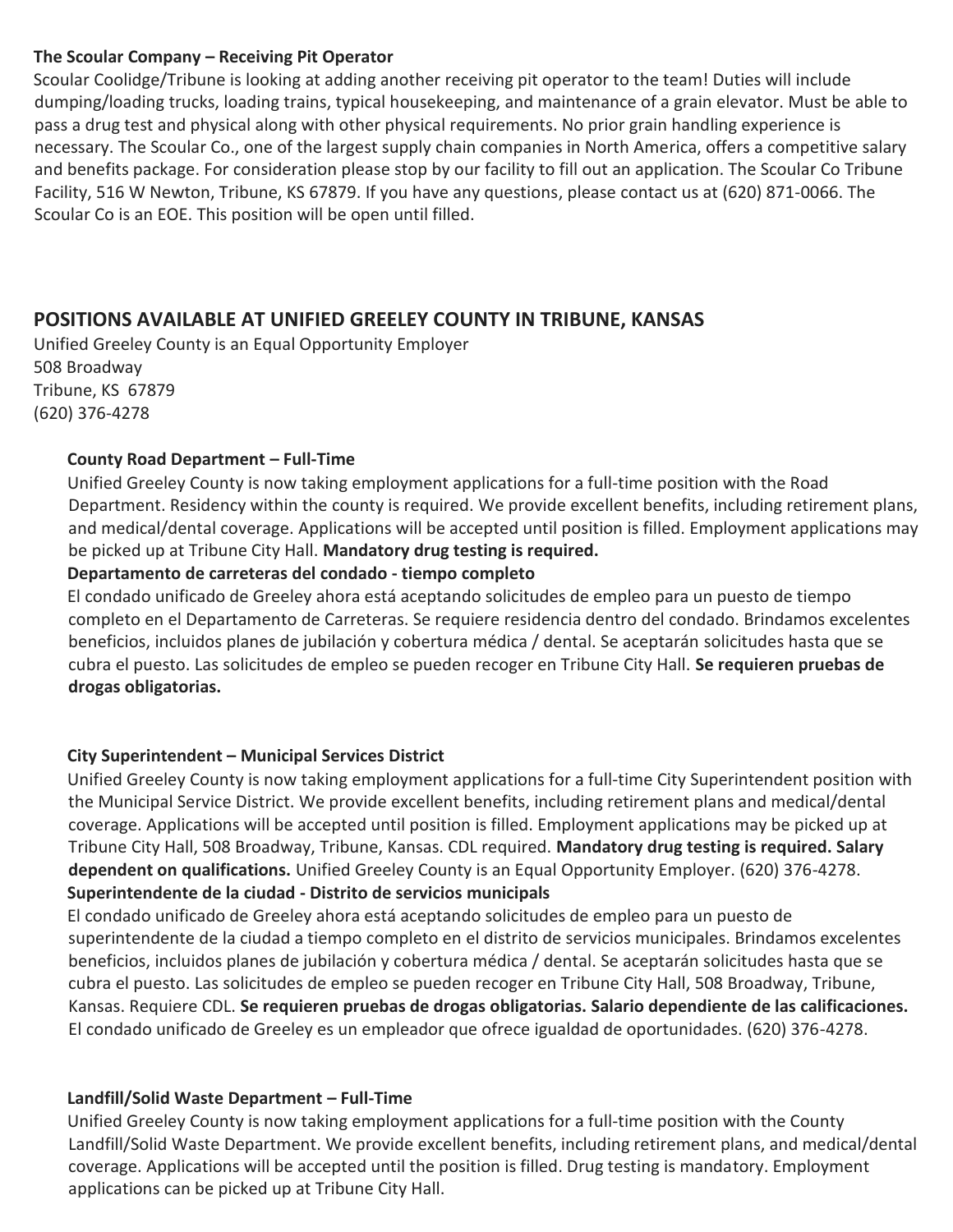**The Scoular Company – Receiving Pit Operator**

Scoular Coolidge/Tribune is looking at adding another receiving pit operator to the team! Duties will include dumping/loading trucks, loading trains, typical housekeeping, and maintenance of a grain elevator. Must be able to pass a drug test and physical along with other physical requirements. No prior grain handling experience is necessary. The Scoular Co., one of the largest supply chain companies in North America, offers a competitive salary and benefits package. For consideration please stop by our facility to fill out an application. The Scoular Co Tribune Facility, 516 W Newton, Tribune, KS 67879. If you have any questions, please contact us at (620) 871-0066. The Scoular Co is an EOE. This position will be open until filled.

## POSITIONS AVAILABLE AT UNIFIED GREELEY COUNTY IN TRIBUNE, KANSAS

Unified Greeley County is an Equal Opportunity Employer
508 Broadway
Tribune, KS 67879
(620) 376-4278

**County Road Department – Full-Time**

Unified Greeley County is now taking employment applications for a full-time position with the Road Department. Residency within the county is required. We provide excellent benefits, including retirement plans, and medical/dental coverage. Applications will be accepted until position is filled. Employment applications may be picked up at Tribune City Hall. **Mandatory drug testing is required.**

**Departamento de carreteras del condado - tiempo completo**

El condado unificado de Greeley ahora está aceptando solicitudes de empleo para un puesto de tiempo completo en el Departamento de Carreteras. Se requiere residencia dentro del condado. Brindamos excelentes beneficios, incluidos planes de jubilación y cobertura médica / dental. Se aceptarán solicitudes hasta que se cubra el puesto. Las solicitudes de empleo se pueden recoger en Tribune City Hall. **Se requieren pruebas de drogas obligatorias.**

**City Superintendent – Municipal Services District**

Unified Greeley County is now taking employment applications for a full-time City Superintendent position with the Municipal Service District. We provide excellent benefits, including retirement plans and medical/dental coverage. Applications will be accepted until position is filled. Employment applications may be picked up at Tribune City Hall, 508 Broadway, Tribune, Kansas. CDL required. **Mandatory drug testing is required. Salary dependent on qualifications.** Unified Greeley County is an Equal Opportunity Employer. (620) 376-4278.

**Superintendente de la ciudad - Distrito de servicios municipals**

El condado unificado de Greeley ahora está aceptando solicitudes de empleo para un puesto de superintendente de la ciudad a tiempo completo en el distrito de servicios municipales. Brindamos excelentes beneficios, incluidos planes de jubilación y cobertura médica / dental. Se aceptarán solicitudes hasta que se cubra el puesto. Las solicitudes de empleo se pueden recoger en Tribune City Hall, 508 Broadway, Tribune, Kansas. Requiere CDL. **Se requieren pruebas de drogas obligatorias. Salario dependiente de las calificaciones.** El condado unificado de Greeley es un empleador que ofrece igualdad de oportunidades. (620) 376-4278.

**Landfill/Solid Waste Department – Full-Time**

Unified Greeley County is now taking employment applications for a full-time position with the County Landfill/Solid Waste Department. We provide excellent benefits, including retirement plans, and medical/dental coverage. Applications will be accepted until the position is filled. Drug testing is mandatory. Employment applications can be picked up at Tribune City Hall.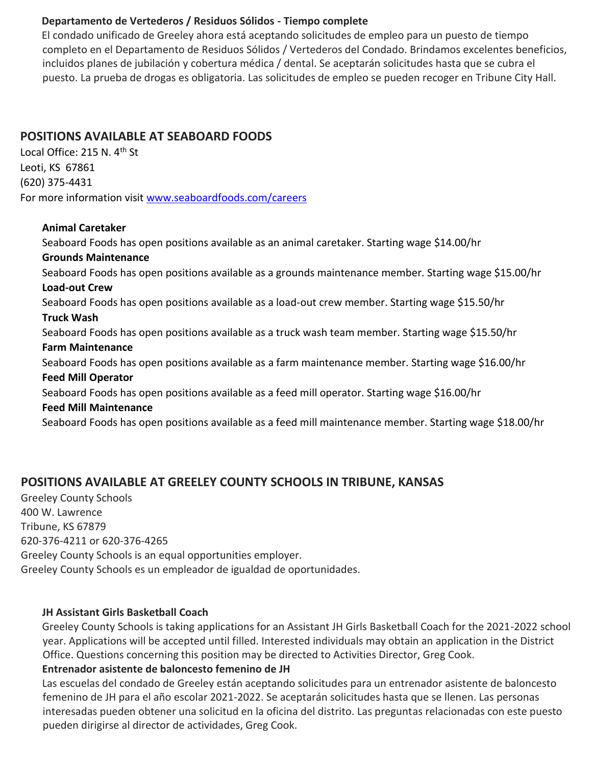**Departamento de Vertederos / Residuos Sólidos - Tiempo complete**

El condado unificado de Greeley ahora está aceptando solicitudes de empleo para un puesto de tiempo completo en el Departamento de Residuos Sólidos / Vertederos del Condado. Brindamos excelentes beneficios, incluidos planes de jubilación y cobertura médica / dental. Se aceptarán solicitudes hasta que se cubra el puesto. La prueba de drogas es obligatoria. Las solicitudes de empleo se pueden recoger en Tribune City Hall.

## POSITIONS AVAILABLE AT SEABOARD FOODS

Local Office: 215 N. 4th St
Leoti, KS 67861
(620) 375-4431
For more information visit www.seaboardfoods.com/careers

**Animal Caretaker**

Seaboard Foods has open positions available as an animal caretaker. Starting wage $14.00/hr

**Grounds Maintenance**

Seaboard Foods has open positions available as a grounds maintenance member. Starting wage $15.00/hr

**Load-out Crew**

Seaboard Foods has open positions available as a load-out crew member. Starting wage $15.50/hr

**Truck Wash**

Seaboard Foods has open positions available as a truck wash team member. Starting wage $15.50/hr

**Farm Maintenance**

Seaboard Foods has open positions available as a farm maintenance member. Starting wage $16.00/hr

**Feed Mill Operator**

Seaboard Foods has open positions available as a feed mill operator. Starting wage $16.00/hr

**Feed Mill Maintenance**

Seaboard Foods has open positions available as a feed mill maintenance member. Starting wage $18.00/hr

## POSITIONS AVAILABLE AT GREELEY COUNTY SCHOOLS IN TRIBUNE, KANSAS

Greeley County Schools
400 W. Lawrence
Tribune, KS 67879
620-376-4211 or 620-376-4265
Greeley County Schools is an equal opportunities employer.
Greeley County Schools es un empleador de igualdad de oportunidades.

**JH Assistant Girls Basketball Coach**

Greeley County Schools is taking applications for an Assistant JH Girls Basketball Coach for the 2021-2022 school year. Applications will be accepted until filled. Interested individuals may obtain an application in the District Office. Questions concerning this position may be directed to Activities Director, Greg Cook.

**Entrenador asistente de baloncesto femenino de JH**

Las escuelas del condado de Greeley están aceptando solicitudes para un entrenador asistente de baloncesto femenino de JH para el año escolar 2021-2022. Se aceptarán solicitudes hasta que se llenen. Las personas interesadas pueden obtener una solicitud en la oficina del distrito. Las preguntas relacionadas con este puesto pueden dirigirse al director de actividades, Greg Cook.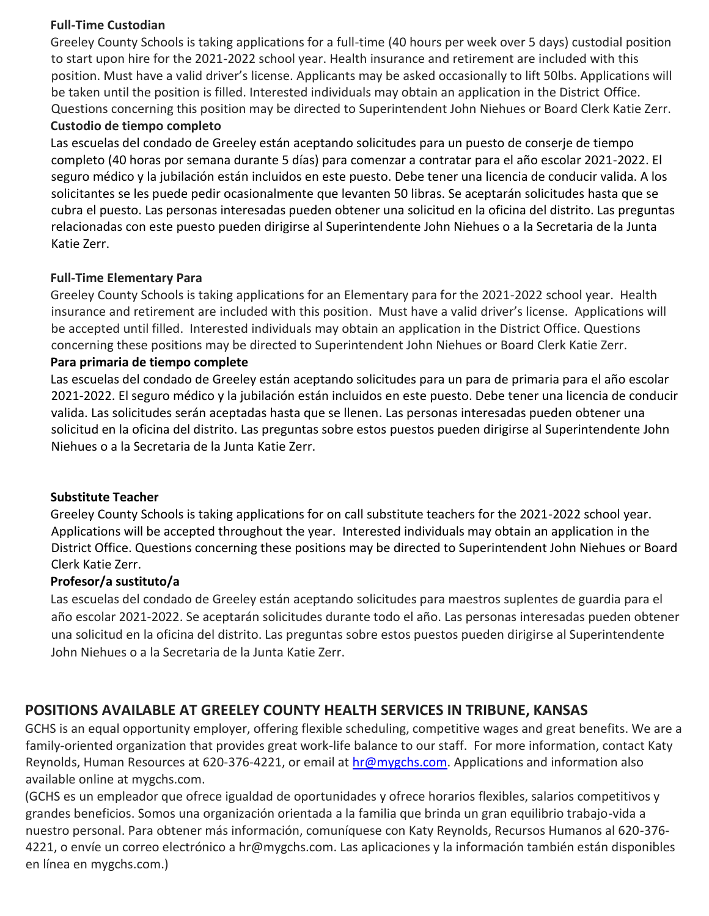**Full-Time Custodian**

Greeley County Schools is taking applications for a full-time (40 hours per week over 5 days) custodial position to start upon hire for the 2021-2022 school year. Health insurance and retirement are included with this position. Must have a valid driver's license. Applicants may be asked occasionally to lift 50lbs. Applications will be taken until the position is filled. Interested individuals may obtain an application in the District Office. Questions concerning this position may be directed to Superintendent John Niehues or Board Clerk Katie Zerr.

**Custodio de tiempo completo**

Las escuelas del condado de Greeley están aceptando solicitudes para un puesto de conserje de tiempo completo (40 horas por semana durante 5 días) para comenzar a contratar para el año escolar 2021-2022. El seguro médico y la jubilación están incluidos en este puesto. Debe tener una licencia de conducir valida. A los solicitantes se les puede pedir ocasionalmente que levanten 50 libras. Se aceptarán solicitudes hasta que se cubra el puesto. Las personas interesadas pueden obtener una solicitud en la oficina del distrito. Las preguntas relacionadas con este puesto pueden dirigirse al Superintendente John Niehues o a la Secretaria de la Junta Katie Zerr.

**Full-Time Elementary Para**

Greeley County Schools is taking applications for an Elementary para for the 2021-2022 school year. Health insurance and retirement are included with this position. Must have a valid driver's license. Applications will be accepted until filled. Interested individuals may obtain an application in the District Office. Questions concerning these positions may be directed to Superintendent John Niehues or Board Clerk Katie Zerr.

**Para primaria de tiempo complete**

Las escuelas del condado de Greeley están aceptando solicitudes para un para de primaria para el año escolar 2021-2022. El seguro médico y la jubilación están incluidos en este puesto. Debe tener una licencia de conducir valida. Las solicitudes serán aceptadas hasta que se llenen. Las personas interesadas pueden obtener una solicitud en la oficina del distrito. Las preguntas sobre estos puestos pueden dirigirse al Superintendente John Niehues o a la Secretaria de la Junta Katie Zerr.

**Substitute Teacher**

Greeley County Schools is taking applications for on call substitute teachers for the 2021-2022 school year. Applications will be accepted throughout the year. Interested individuals may obtain an application in the District Office. Questions concerning these positions may be directed to Superintendent John Niehues or Board Clerk Katie Zerr.

**Profesor/a sustituto/a**

Las escuelas del condado de Greeley están aceptando solicitudes para maestros suplentes de guardia para el año escolar 2021-2022. Se aceptarán solicitudes durante todo el año. Las personas interesadas pueden obtener una solicitud en la oficina del distrito. Las preguntas sobre estos puestos pueden dirigirse al Superintendente John Niehues o a la Secretaria de la Junta Katie Zerr.

## POSITIONS AVAILABLE AT GREELEY COUNTY HEALTH SERVICES IN TRIBUNE, KANSAS

GCHS is an equal opportunity employer, offering flexible scheduling, competitive wages and great benefits. We are a family-oriented organization that provides great work-life balance to our staff. For more information, contact Katy Reynolds, Human Resources at 620-376-4221, or email at hr@mygchs.com. Applications and information also available online at mygchs.com.

(GCHS es un empleador que ofrece igualdad de oportunidades y ofrece horarios flexibles, salarios competitivos y grandes beneficios. Somos una organización orientada a la familia que brinda un gran equilibrio trabajo-vida a nuestro personal. Para obtener más información, comuníquese con Katy Reynolds, Recursos Humanos al 620-376-4221, o envíe un correo electrónico a hr@mygchs.com. Las aplicaciones y la información también están disponibles en línea en mygchs.com.)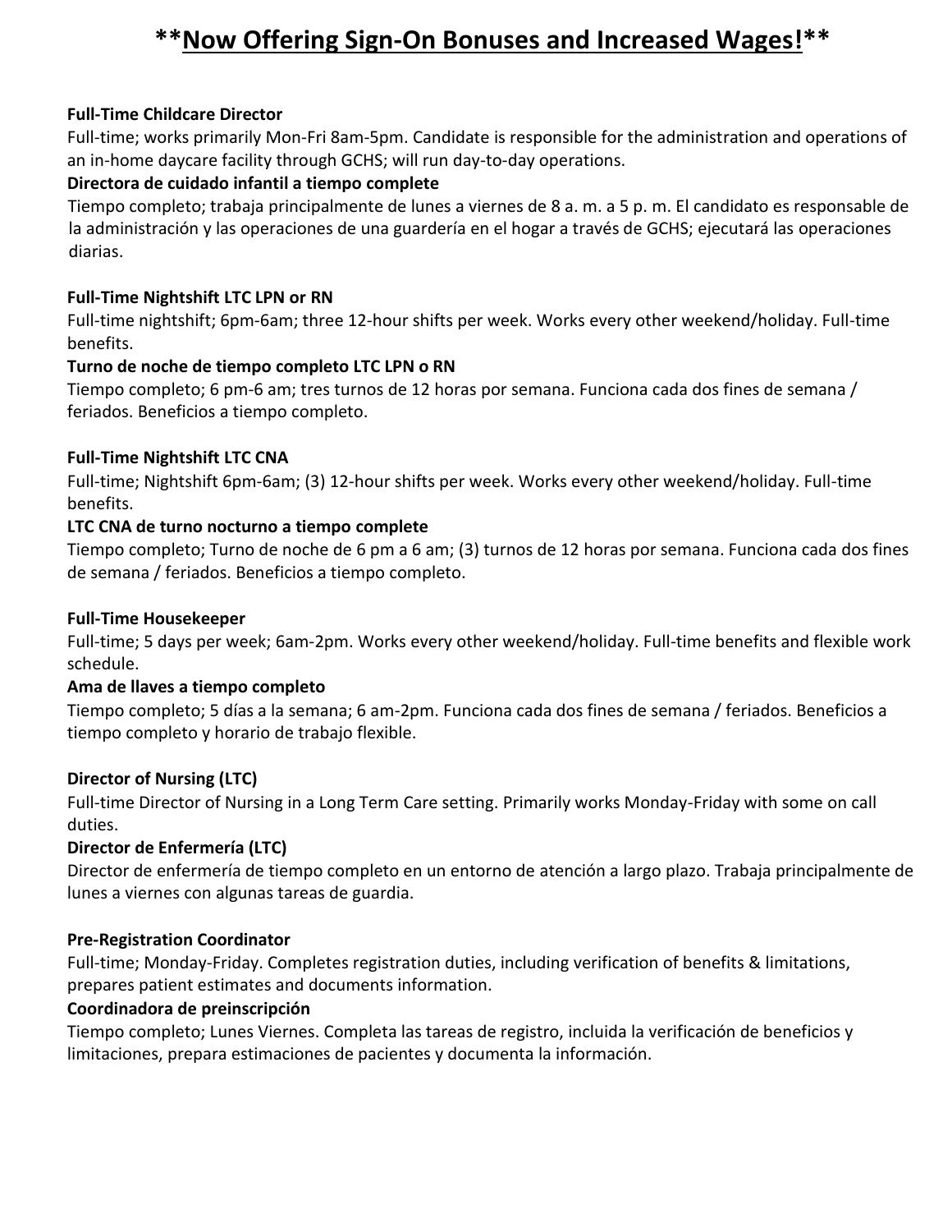# **Now Offering Sign-On Bonuses and Increased Wages!**

**Full-Time Childcare Director**

Full-time; works primarily Mon-Fri 8am-5pm. Candidate is responsible for the administration and operations of an in-home daycare facility through GCHS; will run day-to-day operations.

**Directora de cuidado infantil a tiempo complete**

Tiempo completo; trabaja principalmente de lunes a viernes de 8 a. m. a 5 p. m. El candidato es responsable de la administración y las operaciones de una guardería en el hogar a través de GCHS; ejecutará las operaciones diarias.

**Full-Time Nightshift LTC LPN or RN**

Full-time nightshift; 6pm-6am; three 12-hour shifts per week. Works every other weekend/holiday. Full-time benefits.

**Turno de noche de tiempo completo LTC LPN o RN**

Tiempo completo; 6 pm-6 am; tres turnos de 12 horas por semana. Funciona cada dos fines de semana / feriados. Beneficios a tiempo completo.

**Full-Time Nightshift LTC CNA**

Full-time; Nightshift 6pm-6am; (3) 12-hour shifts per week. Works every other weekend/holiday. Full-time benefits.

**LTC CNA de turno nocturno a tiempo complete**

Tiempo completo; Turno de noche de 6 pm a 6 am; (3) turnos de 12 horas por semana. Funciona cada dos fines de semana / feriados. Beneficios a tiempo completo.

**Full-Time Housekeeper**

Full-time; 5 days per week; 6am-2pm. Works every other weekend/holiday. Full-time benefits and flexible work schedule.

**Ama de llaves a tiempo completo**

Tiempo completo; 5 días a la semana; 6 am-2pm. Funciona cada dos fines de semana / feriados. Beneficios a tiempo completo y horario de trabajo flexible.

**Director of Nursing (LTC)**

Full-time Director of Nursing in a Long Term Care setting. Primarily works Monday-Friday with some on call duties.

**Director de Enfermería (LTC)**

Director de enfermería de tiempo completo en un entorno de atención a largo plazo. Trabaja principalmente de lunes a viernes con algunas tareas de guardia.

**Pre-Registration Coordinator**

Full-time; Monday-Friday. Completes registration duties, including verification of benefits & limitations, prepares patient estimates and documents information.

**Coordinadora de preinscripción**

Tiempo completo; Lunes Viernes. Completa las tareas de registro, incluida la verificación de beneficios y limitaciones, prepara estimaciones de pacientes y documenta la información.